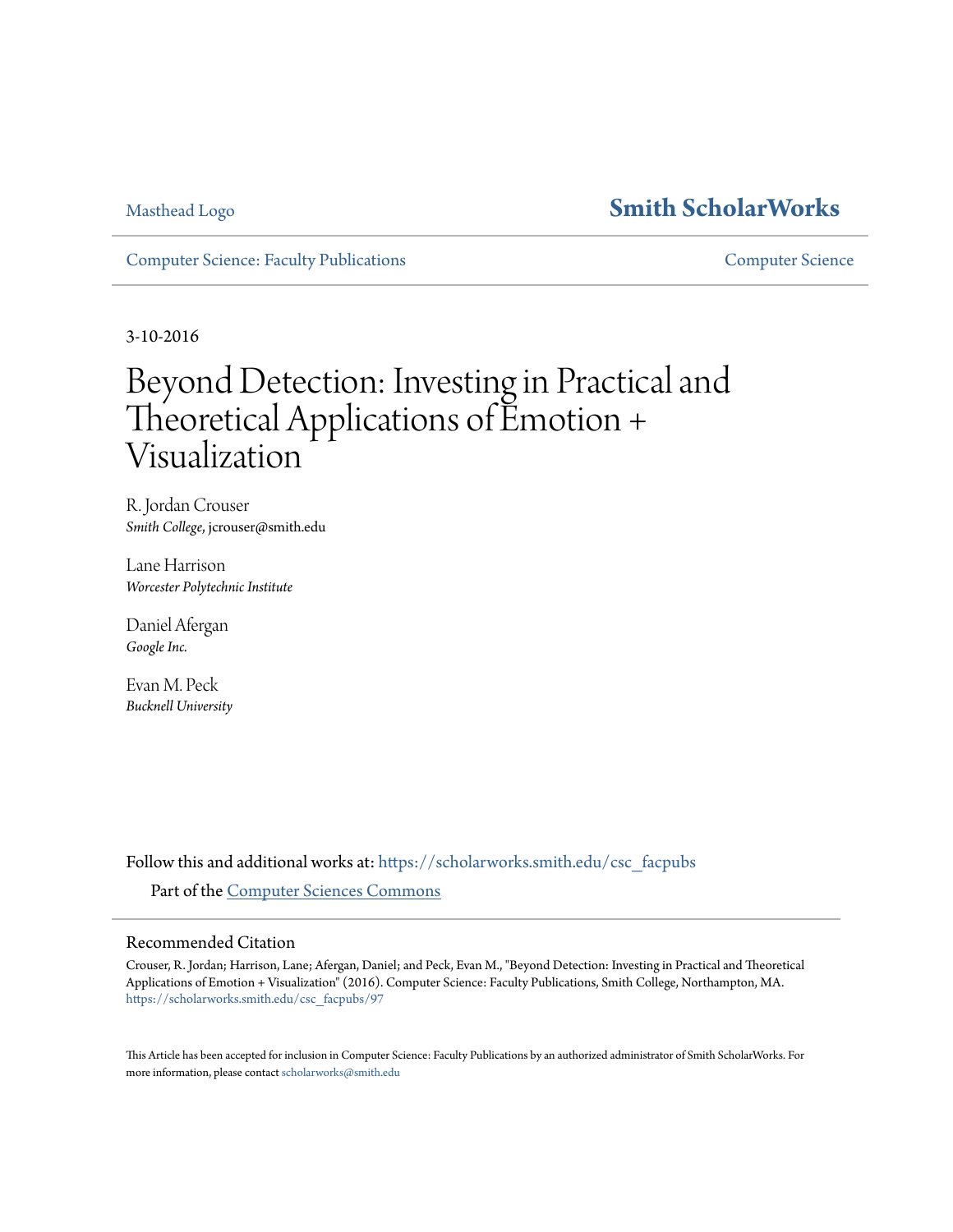Masthead Logo

**Smith ScholarWorks**

Computer Science: Faculty Publications

Computer Science

3-10-2016

# Beyond Detection: Investing in Practical and Theoretical Applications of Emotion + Visualization

R. Jordan Crouser
*Smith College*, jcrouser@smith.edu

Lane Harrison
*Worcester Polytechnic Institute*

Daniel Afergan
*Google Inc.*

Evan M. Peck
*Bucknell University*

Follow this and additional works at: https://scholarworks.smith.edu/csc_facpubs

Part of the Computer Sciences Commons

## Recommended Citation

Crouser, R. Jordan; Harrison, Lane; Afergan, Daniel; and Peck, Evan M., "Beyond Detection: Investing in Practical and Theoretical Applications of Emotion + Visualization" (2016). Computer Science: Faculty Publications, Smith College, Northampton, MA.
https://scholarworks.smith.edu/csc_facpubs/97

This Article has been accepted for inclusion in Computer Science: Faculty Publications by an authorized administrator of Smith ScholarWorks. For more information, please contact scholarworks@smith.edu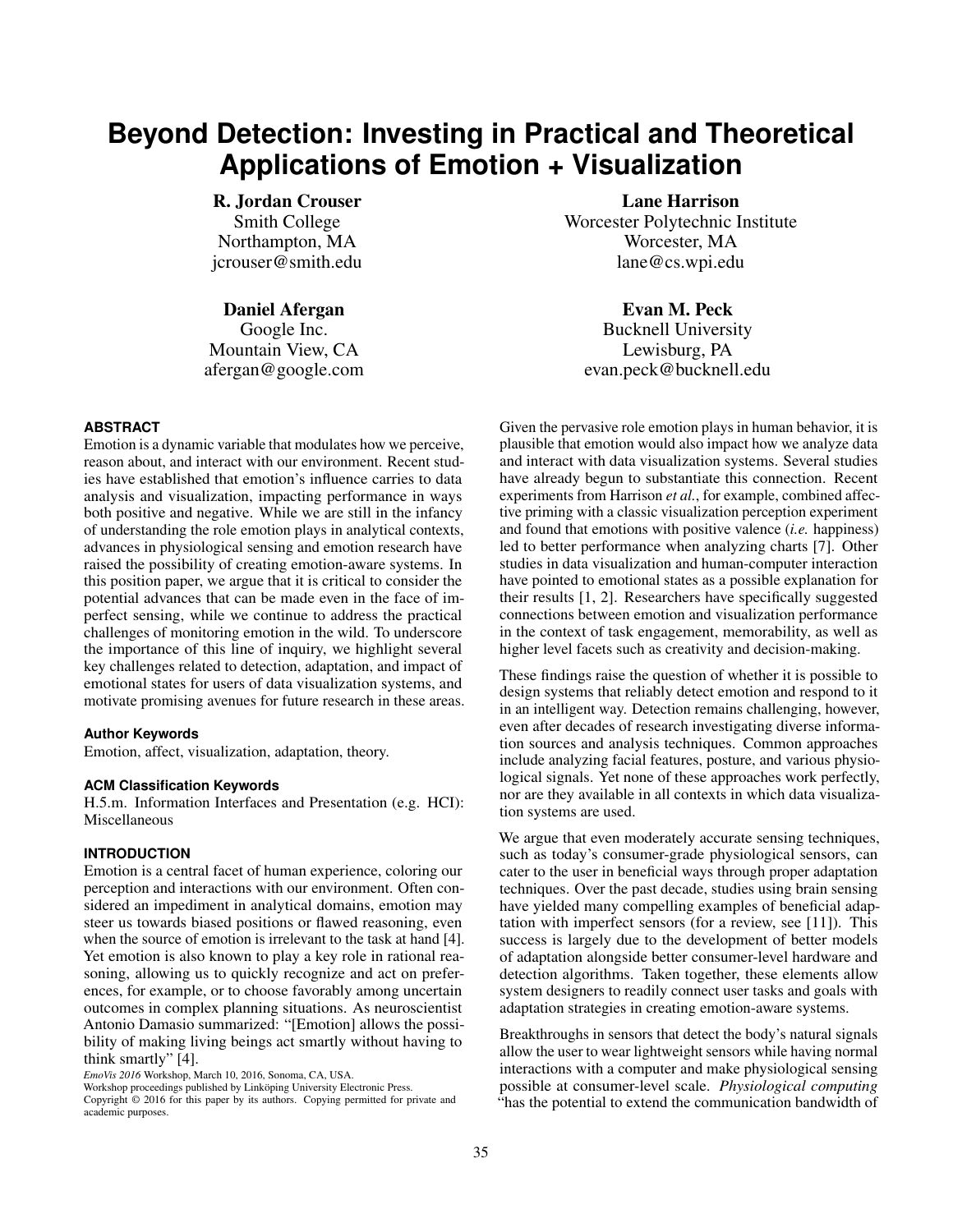# Beyond Detection: Investing in Practical and Theoretical Applications of Emotion + Visualization

**R. Jordan Crouser**
Smith College
Northampton, MA
jcrouser@smith.edu

**Lane Harrison**
Worcester Polytechnic Institute
Worcester, MA
lane@cs.wpi.edu

**Daniel Afergan**
Google Inc.
Mountain View, CA
afergan@google.com

**Evan M. Peck**
Bucknell University
Lewisburg, PA
evan.peck@bucknell.edu

## ABSTRACT

Emotion is a dynamic variable that modulates how we perceive, reason about, and interact with our environment. Recent studies have established that emotion's influence carries to data analysis and visualization, impacting performance in ways both positive and negative. While we are still in the infancy of understanding the role emotion plays in analytical contexts, advances in physiological sensing and emotion research have raised the possibility of creating emotion-aware systems. In this position paper, we argue that it is critical to consider the potential advances that can be made even in the face of imperfect sensing, while we continue to address the practical challenges of monitoring emotion in the wild. To underscore the importance of this line of inquiry, we highlight several key challenges related to detection, adaptation, and impact of emotional states for users of data visualization systems, and motivate promising avenues for future research in these areas.

### Author Keywords

Emotion, affect, visualization, adaptation, theory.

### ACM Classification Keywords

H.5.m. Information Interfaces and Presentation (e.g. HCI): Miscellaneous

## INTRODUCTION

Emotion is a central facet of human experience, coloring our perception and interactions with our environment. Often considered an impediment in analytical domains, emotion may steer us towards biased positions or flawed reasoning, even when the source of emotion is irrelevant to the task at hand [4]. Yet emotion is also known to play a key role in rational reasoning, allowing us to quickly recognize and act on preferences, for example, or to choose favorably among uncertain outcomes in complex planning situations. As neuroscientist Antonio Damasio summarized: "[Emotion] allows the possibility of making living beings act smartly without having to think smartly" [4].

*EmoVis 2016* Workshop, March 10, 2016, Sonoma, CA, USA.
Workshop proceedings published by Linköping University Electronic Press.
Copyright © 2016 for this paper by its authors. Copying permitted for private and academic purposes.

Given the pervasive role emotion plays in human behavior, it is plausible that emotion would also impact how we analyze data and interact with data visualization systems. Several studies have already begun to substantiate this connection. Recent experiments from Harrison *et al.*, for example, combined affective priming with a classic visualization perception experiment and found that emotions with positive valence (*i.e.* happiness) led to better performance when analyzing charts [7]. Other studies in data visualization and human-computer interaction have pointed to emotional states as a possible explanation for their results [1, 2]. Researchers have specifically suggested connections between emotion and visualization performance in the context of task engagement, memorability, as well as higher level facets such as creativity and decision-making.

These findings raise the question of whether it is possible to design systems that reliably detect emotion and respond to it in an intelligent way. Detection remains challenging, however, even after decades of research investigating diverse information sources and analysis techniques. Common approaches include analyzing facial features, posture, and various physiological signals. Yet none of these approaches work perfectly, nor are they available in all contexts in which data visualization systems are used.

We argue that even moderately accurate sensing techniques, such as today's consumer-grade physiological sensors, can cater to the user in beneficial ways through proper adaptation techniques. Over the past decade, studies using brain sensing have yielded many compelling examples of beneficial adaptation with imperfect sensors (for a review, see [11]). This success is largely due to the development of better models of adaptation alongside better consumer-level hardware and detection algorithms. Taken together, these elements allow system designers to readily connect user tasks and goals with adaptation strategies in creating emotion-aware systems.

Breakthroughs in sensors that detect the body's natural signals allow the user to wear lightweight sensors while having normal interactions with a computer and make physiological sensing possible at consumer-level scale. *Physiological computing* "has the potential to extend the communication bandwidth of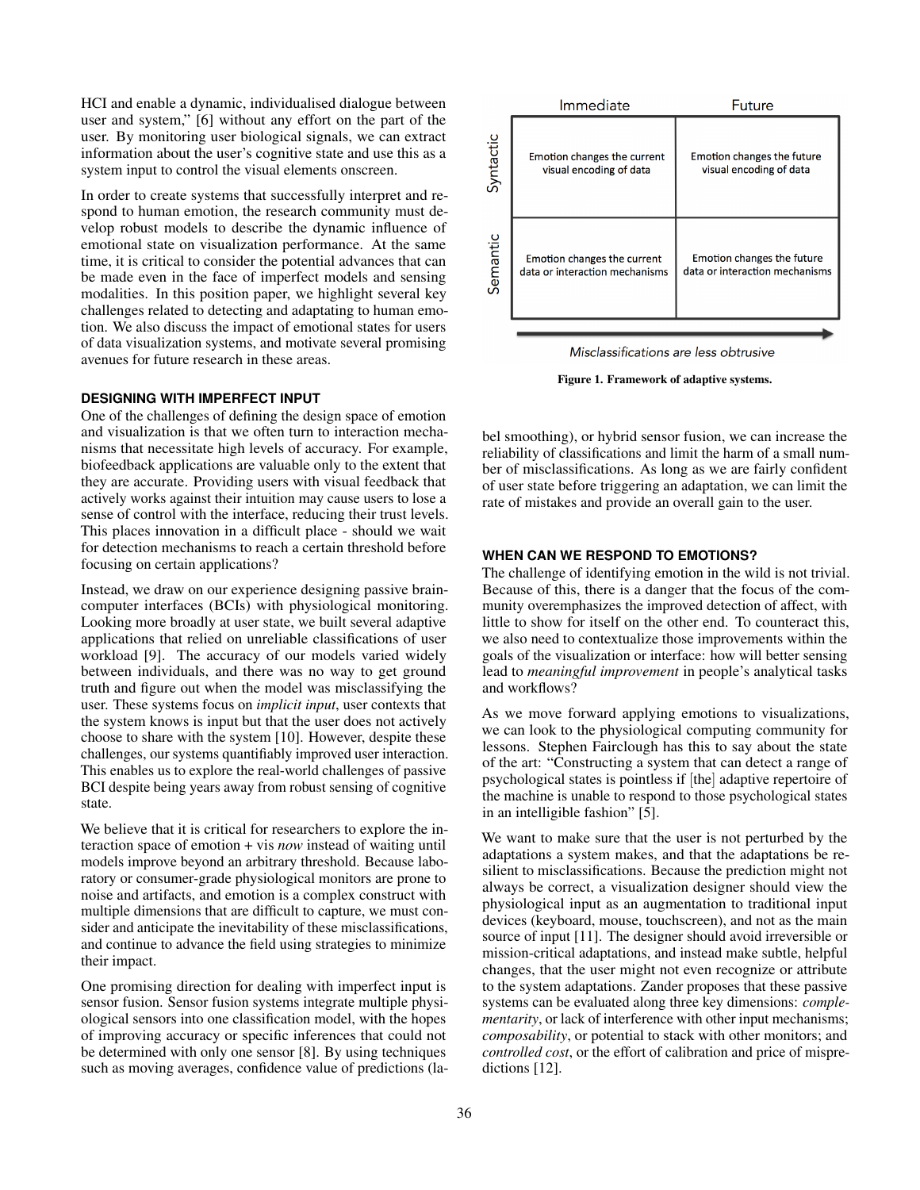HCI and enable a dynamic, individualised dialogue between user and system," [6] without any effort on the part of the user. By monitoring user biological signals, we can extract information about the user's cognitive state and use this as a system input to control the visual elements onscreen.

In order to create systems that successfully interpret and respond to human emotion, the research community must develop robust models to describe the dynamic influence of emotional state on visualization performance. At the same time, it is critical to consider the potential advances that can be made even in the face of imperfect models and sensing modalities. In this position paper, we highlight several key challenges related to detecting and adaptating to human emotion. We also discuss the impact of emotional states for users of data visualization systems, and motivate several promising avenues for future research in these areas.

### DESIGNING WITH IMPERFECT INPUT

One of the challenges of defining the design space of emotion and visualization is that we often turn to interaction mechanisms that necessitate high levels of accuracy. For example, biofeedback applications are valuable only to the extent that they are accurate. Providing users with visual feedback that actively works against their intuition may cause users to lose a sense of control with the interface, reducing their trust levels. This places innovation in a difficult place - should we wait for detection mechanisms to reach a certain threshold before focusing on certain applications?

Instead, we draw on our experience designing passive brain-computer interfaces (BCIs) with physiological monitoring. Looking more broadly at user state, we built several adaptive applications that relied on unreliable classifications of user workload [9]. The accuracy of our models varied widely between individuals, and there was no way to get ground truth and figure out when the model was misclassifying the user. These systems focus on *implicit input*, user contexts that the system knows is input but that the user does not actively choose to share with the system [10]. However, despite these challenges, our systems quantifiably improved user interaction. This enables us to explore the real-world challenges of passive BCI despite being years away from robust sensing of cognitive state.

We believe that it is critical for researchers to explore the interaction space of emotion + vis *now* instead of waiting until models improve beyond an arbitrary threshold. Because laboratory or consumer-grade physiological monitors are prone to noise and artifacts, and emotion is a complex construct with multiple dimensions that are difficult to capture, we must consider and anticipate the inevitability of these misclassifications, and continue to advance the field using strategies to minimize their impact.

One promising direction for dealing with imperfect input is sensor fusion. Sensor fusion systems integrate multiple physiological sensors into one classification model, with the hopes of improving accuracy or specific inferences that could not be determined with only one sensor [8]. By using techniques such as moving averages, confidence value of predictions (label smoothing), or hybrid sensor fusion, we can increase the reliability of classifications and limit the harm of a small number of misclassifications. As long as we are fairly confident of user state before triggering an adaptation, we can limit the rate of mistakes and provide an overall gain to the user.

| | Immediate | Future |
|---|---|---|
| Syntactic | Emotion changes the current visual encoding of data | Emotion changes the future visual encoding of data |
| Semantic | Emotion changes the current data or interaction mechanisms | Emotion changes the future data or interaction mechanisms |

*Misclassifications are less obtrusive* →

**Figure 1. Framework of adaptive systems.**

### WHEN CAN WE RESPOND TO EMOTIONS?

The challenge of identifying emotion in the wild is not trivial. Because of this, there is a danger that the focus of the community overemphasizes the improved detection of affect, with little to show for itself on the other end. To counteract this, we also need to contextualize those improvements within the goals of the visualization or interface: how will better sensing lead to *meaningful improvement* in people's analytical tasks and workflows?

As we move forward applying emotions to visualizations, we can look to the physiological computing community for lessons. Stephen Fairclough has this to say about the state of the art: "Constructing a system that can detect a range of psychological states is pointless if [the] adaptive repertoire of the machine is unable to respond to those psychological states in an intelligible fashion" [5].

We want to make sure that the user is not perturbed by the adaptations a system makes, and that the adaptations be resilient to misclassifications. Because the prediction might not always be correct, a visualization designer should view the physiological input as an augmentation to traditional input devices (keyboard, mouse, touchscreen), and not as the main source of input [11]. The designer should avoid irreversible or mission-critical adaptations, and instead make subtle, helpful changes, that the user might not even recognize or attribute to the system adaptations. Zander proposes that these passive systems can be evaluated along three key dimensions: *complementarity*, or lack of interference with other input mechanisms; *composability*, or potential to stack with other monitors; and *controlled cost*, or the effort of calibration and price of mispredictions [12].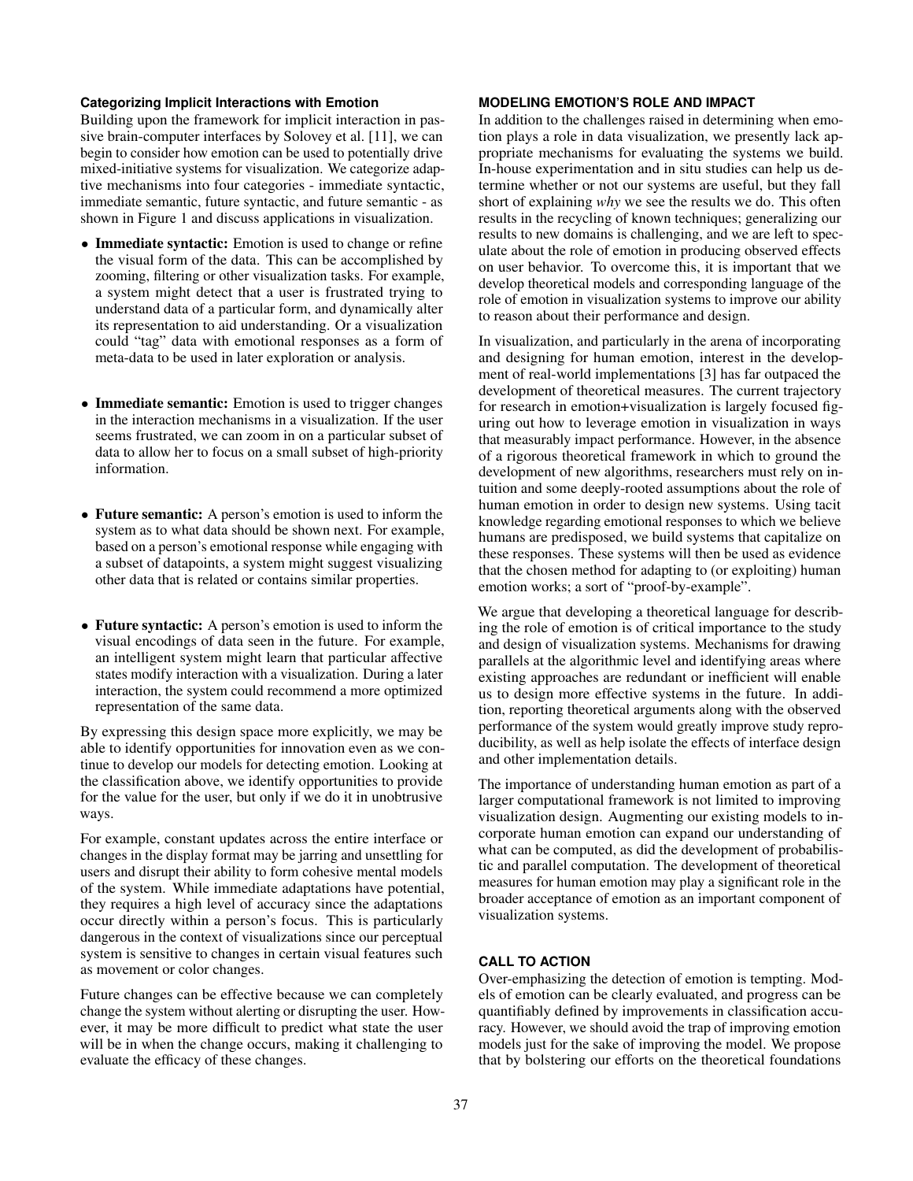### Categorizing Implicit Interactions with Emotion

Building upon the framework for implicit interaction in passive brain-computer interfaces by Solovey et al. [11], we can begin to consider how emotion can be used to potentially drive mixed-initiative systems for visualization. We categorize adaptive mechanisms into four categories - immediate syntactic, immediate semantic, future syntactic, and future semantic - as shown in Figure 1 and discuss applications in visualization.

- **Immediate syntactic:** Emotion is used to change or refine the visual form of the data. This can be accomplished by zooming, filtering or other visualization tasks. For example, a system might detect that a user is frustrated trying to understand data of a particular form, and dynamically alter its representation to aid understanding. Or a visualization could "tag" data with emotional responses as a form of meta-data to be used in later exploration or analysis.
- **Immediate semantic:** Emotion is used to trigger changes in the interaction mechanisms in a visualization. If the user seems frustrated, we can zoom in on a particular subset of data to allow her to focus on a small subset of high-priority information.
- **Future semantic:** A person's emotion is used to inform the system as to what data should be shown next. For example, based on a person's emotional response while engaging with a subset of datapoints, a system might suggest visualizing other data that is related or contains similar properties.
- **Future syntactic:** A person's emotion is used to inform the visual encodings of data seen in the future. For example, an intelligent system might learn that particular affective states modify interaction with a visualization. During a later interaction, the system could recommend a more optimized representation of the same data.

By expressing this design space more explicitly, we may be able to identify opportunities for innovation even as we continue to develop our models for detecting emotion. Looking at the classification above, we identify opportunities to provide for the value for the user, but only if we do it in unobtrusive ways.

For example, constant updates across the entire interface or changes in the display format may be jarring and unsettling for users and disrupt their ability to form cohesive mental models of the system. While immediate adaptations have potential, they requires a high level of accuracy since the adaptations occur directly within a person's focus. This is particularly dangerous in the context of visualizations since our perceptual system is sensitive to changes in certain visual features such as movement or color changes.

Future changes can be effective because we can completely change the system without alerting or disrupting the user. However, it may be more difficult to predict what state the user will be in when the change occurs, making it challenging to evaluate the efficacy of these changes.

## MODELING EMOTION'S ROLE AND IMPACT

In addition to the challenges raised in determining when emotion plays a role in data visualization, we presently lack appropriate mechanisms for evaluating the systems we build. In-house experimentation and in situ studies can help us determine whether or not our systems are useful, but they fall short of explaining *why* we see the results we do. This often results in the recycling of known techniques; generalizing our results to new domains is challenging, and we are left to speculate about the role of emotion in producing observed effects on user behavior. To overcome this, it is important that we develop theoretical models and corresponding language of the role of emotion in visualization systems to improve our ability to reason about their performance and design.

In visualization, and particularly in the arena of incorporating and designing for human emotion, interest in the development of real-world implementations [3] has far outpaced the development of theoretical measures. The current trajectory for research in emotion+visualization is largely focused figuring out how to leverage emotion in visualization in ways that measurably impact performance. However, in the absence of a rigorous theoretical framework in which to ground the development of new algorithms, researchers must rely on intuition and some deeply-rooted assumptions about the role of human emotion in order to design new systems. Using tacit knowledge regarding emotional responses to which we believe humans are predisposed, we build systems that capitalize on these responses. These systems will then be used as evidence that the chosen method for adapting to (or exploiting) human emotion works; a sort of "proof-by-example".

We argue that developing a theoretical language for describing the role of emotion is of critical importance to the study and design of visualization systems. Mechanisms for drawing parallels at the algorithmic level and identifying areas where existing approaches are redundant or inefficient will enable us to design more effective systems in the future. In addition, reporting theoretical arguments along with the observed performance of the system would greatly improve study reproducibility, as well as help isolate the effects of interface design and other implementation details.

The importance of understanding human emotion as part of a larger computational framework is not limited to improving visualization design. Augmenting our existing models to incorporate human emotion can expand our understanding of what can be computed, as did the development of probabilistic and parallel computation. The development of theoretical measures for human emotion may play a significant role in the broader acceptance of emotion as an important component of visualization systems.

## CALL TO ACTION

Over-emphasizing the detection of emotion is tempting. Models of emotion can be clearly evaluated, and progress can be quantifiably defined by improvements in classification accuracy. However, we should avoid the trap of improving emotion models just for the sake of improving the model. We propose that by bolstering our efforts on the theoretical foundations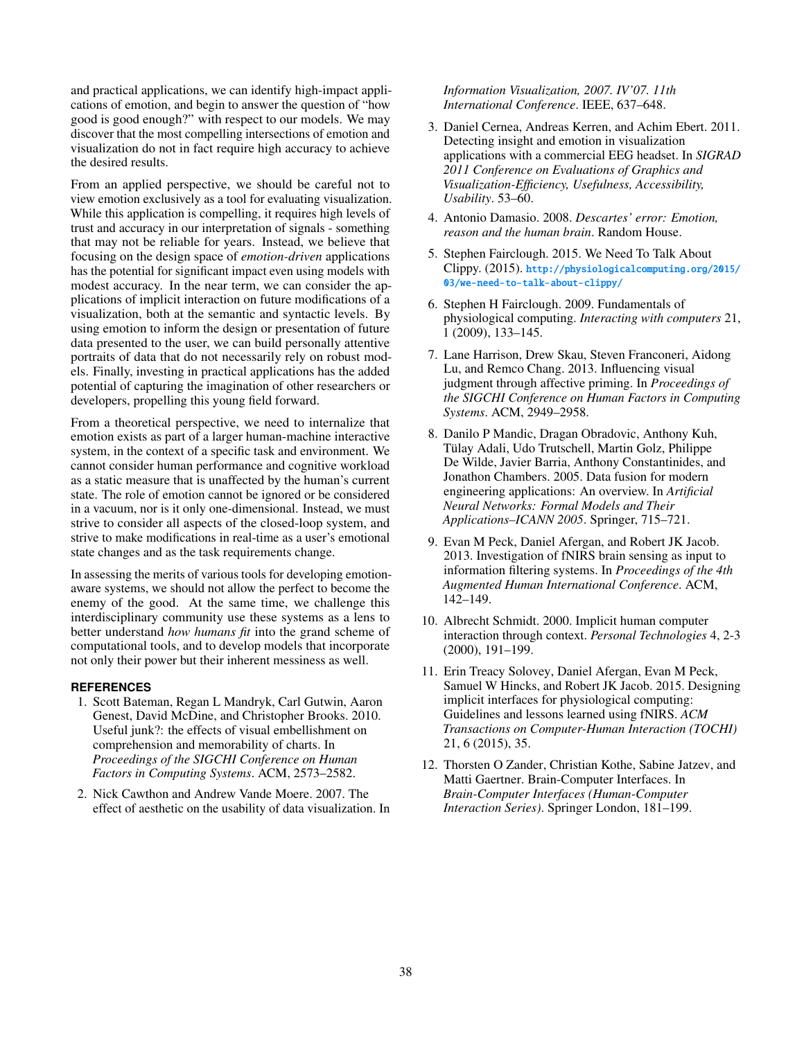and practical applications, we can identify high-impact applications of emotion, and begin to answer the question of "how good is good enough?" with respect to our models. We may discover that the most compelling intersections of emotion and visualization do not in fact require high accuracy to achieve the desired results.

From an applied perspective, we should be careful not to view emotion exclusively as a tool for evaluating visualization. While this application is compelling, it requires high levels of trust and accuracy in our interpretation of signals - something that may not be reliable for years. Instead, we believe that focusing on the design space of *emotion-driven* applications has the potential for significant impact even using models with modest accuracy. In the near term, we can consider the applications of implicit interaction on future modifications of a visualization, both at the semantic and syntactic levels. By using emotion to inform the design or presentation of future data presented to the user, we can build personally attentive portraits of data that do not necessarily rely on robust models. Finally, investing in practical applications has the added potential of capturing the imagination of other researchers or developers, propelling this young field forward.

From a theoretical perspective, we need to internalize that emotion exists as part of a larger human-machine interactive system, in the context of a specific task and environment. We cannot consider human performance and cognitive workload as a static measure that is unaffected by the human's current state. The role of emotion cannot be ignored or be considered in a vacuum, nor is it only one-dimensional. Instead, we must strive to consider all aspects of the closed-loop system, and strive to make modifications in real-time as a user's emotional state changes and as the task requirements change.

In assessing the merits of various tools for developing emotion-aware systems, we should not allow the perfect to become the enemy of the good. At the same time, we challenge this interdisciplinary community use these systems as a lens to better understand *how humans fit* into the grand scheme of computational tools, and to develop models that incorporate not only their power but their inherent messiness as well.

## REFERENCES

1. Scott Bateman, Regan L Mandryk, Carl Gutwin, Aaron Genest, David McDine, and Christopher Brooks. 2010. Useful junk?: the effects of visual embellishment on comprehension and memorability of charts. In *Proceedings of the SIGCHI Conference on Human Factors in Computing Systems*. ACM, 2573–2582.
2. Nick Cawthon and Andrew Vande Moere. 2007. The effect of aesthetic on the usability of data visualization. In *Information Visualization, 2007. IV'07. 11th International Conference*. IEEE, 637–648.
3. Daniel Cernea, Andreas Kerren, and Achim Ebert. 2011. Detecting insight and emotion in visualization applications with a commercial EEG headset. In *SIGRAD 2011 Conference on Evaluations of Graphics and Visualization-Efficiency, Usefulness, Accessibility, Usability*. 53–60.
4. Antonio Damasio. 2008. *Descartes' error: Emotion, reason and the human brain*. Random House.
5. Stephen Fairclough. 2015. We Need To Talk About Clippy. (2015). http://physiologicalcomputing.org/2015/03/we-need-to-talk-about-clippy/
6. Stephen H Fairclough. 2009. Fundamentals of physiological computing. *Interacting with computers* 21, 1 (2009), 133–145.
7. Lane Harrison, Drew Skau, Steven Franconeri, Aidong Lu, and Remco Chang. 2013. Influencing visual judgment through affective priming. In *Proceedings of the SIGCHI Conference on Human Factors in Computing Systems*. ACM, 2949–2958.
8. Danilo P Mandic, Dragan Obradovic, Anthony Kuh, Tülay Adali, Udo Trutschell, Martin Golz, Philippe De Wilde, Javier Barria, Anthony Constantinides, and Jonathon Chambers. 2005. Data fusion for modern engineering applications: An overview. In *Artificial Neural Networks: Formal Models and Their Applications–ICANN 2005*. Springer, 715–721.
9. Evan M Peck, Daniel Afergan, and Robert JK Jacob. 2013. Investigation of fNIRS brain sensing as input to information filtering systems. In *Proceedings of the 4th Augmented Human International Conference*. ACM, 142–149.
10. Albrecht Schmidt. 2000. Implicit human computer interaction through context. *Personal Technologies* 4, 2-3 (2000), 191–199.
11. Erin Treacy Solovey, Daniel Afergan, Evan M Peck, Samuel W Hincks, and Robert JK Jacob. 2015. Designing implicit interfaces for physiological computing: Guidelines and lessons learned using fNIRS. *ACM Transactions on Computer-Human Interaction (TOCHI)* 21, 6 (2015), 35.
12. Thorsten O Zander, Christian Kothe, Sabine Jatzev, and Matti Gaertner. Brain-Computer Interfaces. In *Brain-Computer Interfaces (Human-Computer Interaction Series)*. Springer London, 181–199.